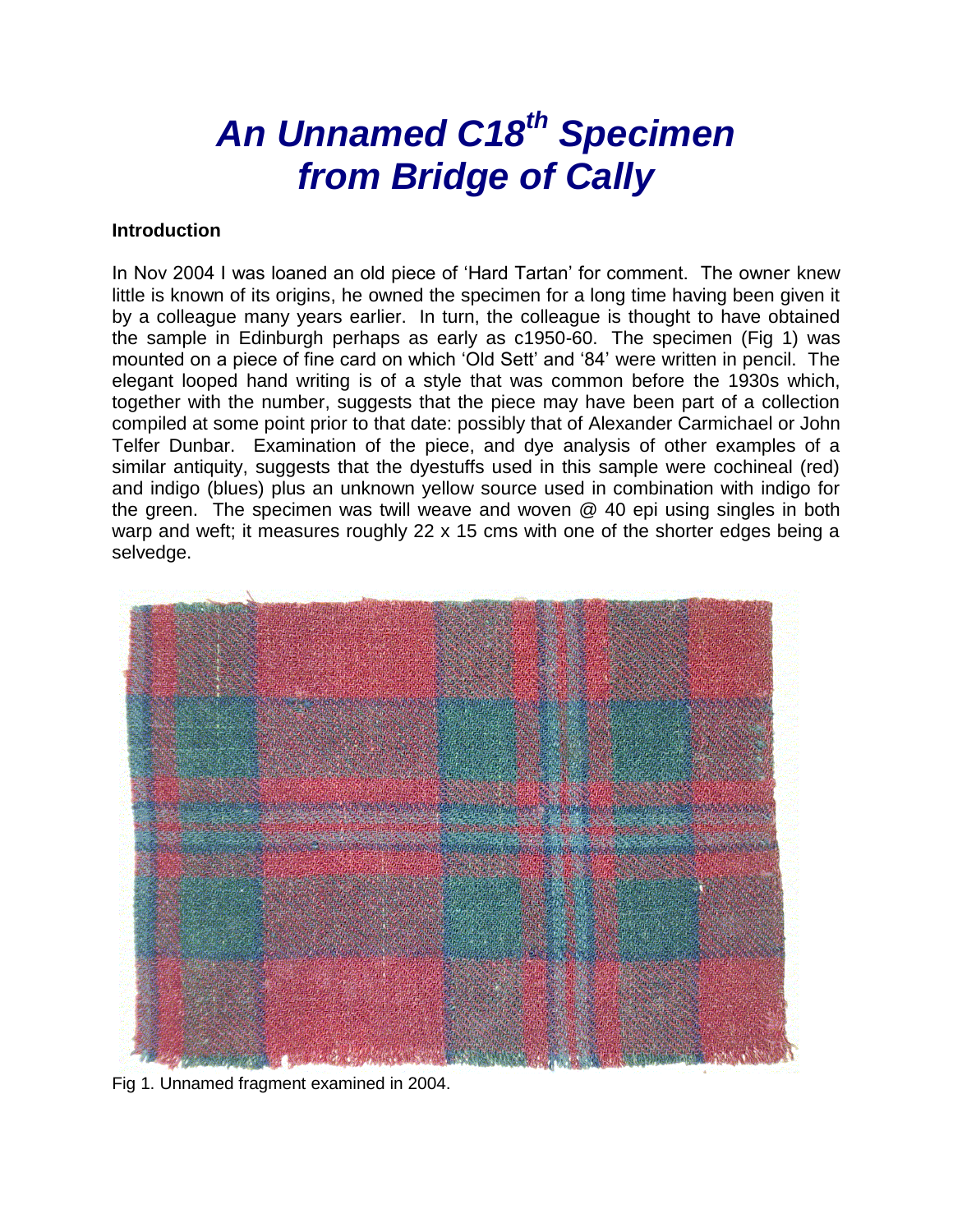# *An Unnamed C18th Specimen from Bridge of Cally*

**Introduction**

In Nov 2004 I was loaned an old piece of 'Hard Tartan' for comment. The owner knew little is known of its origins, he owned the specimen for a long time having been given it by a colleague many years earlier. In turn, the colleague is thought to have obtained the sample in Edinburgh perhaps as early as c1950-60. The specimen (Fig 1) was mounted on a piece of fine card on which 'Old Sett' and '84' were written in pencil. The elegant looped hand writing is of a style that was common before the 1930s which, together with the number, suggests that the piece may have been part of a collection compiled at some point prior to that date: possibly that of Alexander Carmichael or John Telfer Dunbar. Examination of the piece, and dye analysis of other examples of a similar antiquity, suggests that the dyestuffs used in this sample were cochineal (red) and indigo (blues) plus an unknown yellow source used in combination with indigo for the green. The specimen was twill weave and woven @ 40 epi using singles in both warp and weft; it measures roughly 22 x 15 cms with one of the shorter edges being a selvedge.

Fig 1. Unnamed fragment examined in 2004.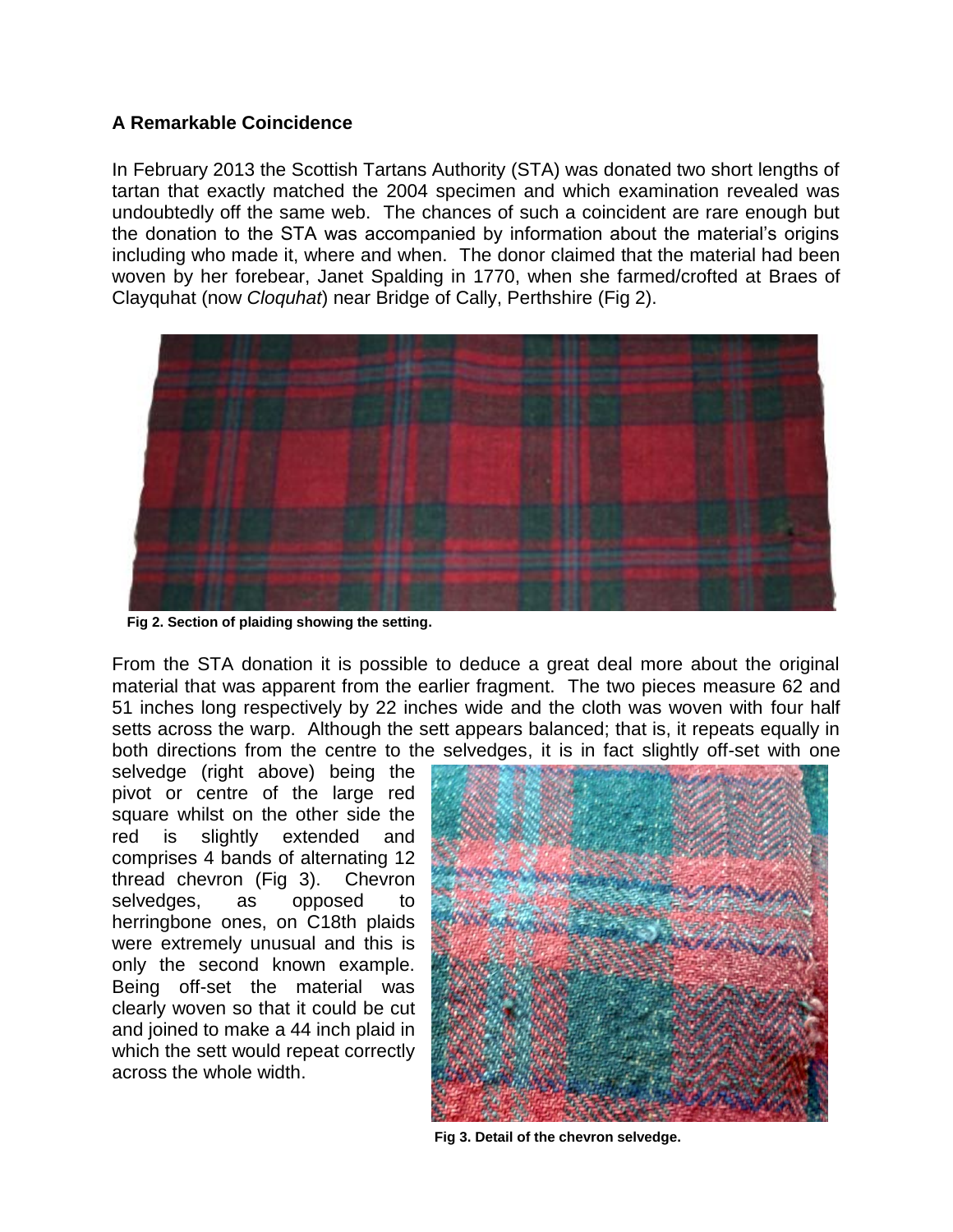### **A Remarkable Coincidence**

In February 2013 the Scottish Tartans Authority (STA) was donated two short lengths of tartan that exactly matched the 2004 specimen and which examination revealed was undoubtedly off the same web. The chances of such a coincident are rare enough but the donation to the STA was accompanied by information about the material's origins including who made it, where and when. The donor claimed that the material had been woven by her forebear, Janet Spalding in 1770, when she farmed/crofted at Braes of Clayquhat (now *Cloquhat*) near Bridge of Cally, Perthshire (Fig 2).

**Fig 2. Section of plaiding showing the setting.**

From the STA donation it is possible to deduce a great deal more about the original material that was apparent from the earlier fragment. The two pieces measure 62 and 51 inches long respectively by 22 inches wide and the cloth was woven with four half setts across the warp. Although the sett appears balanced; that is, it repeats equally in both directions from the centre to the selvedges, it is in fact slightly off-set with one selvedge (right above) being the pivot or centre of the large red square whilst on the other side the red is slightly extended and comprises 4 bands of alternating 12 thread chevron (Fig 3). Chevron selvedges, as opposed to herringbone ones, on C18th plaids were extremely unusual and this is only the second known example. Being off-set the material was clearly woven so that it could be cut and joined to make a 44 inch plaid in which the sett would repeat correctly across the whole width.

**Fig 3. Detail of the chevron selvedge.**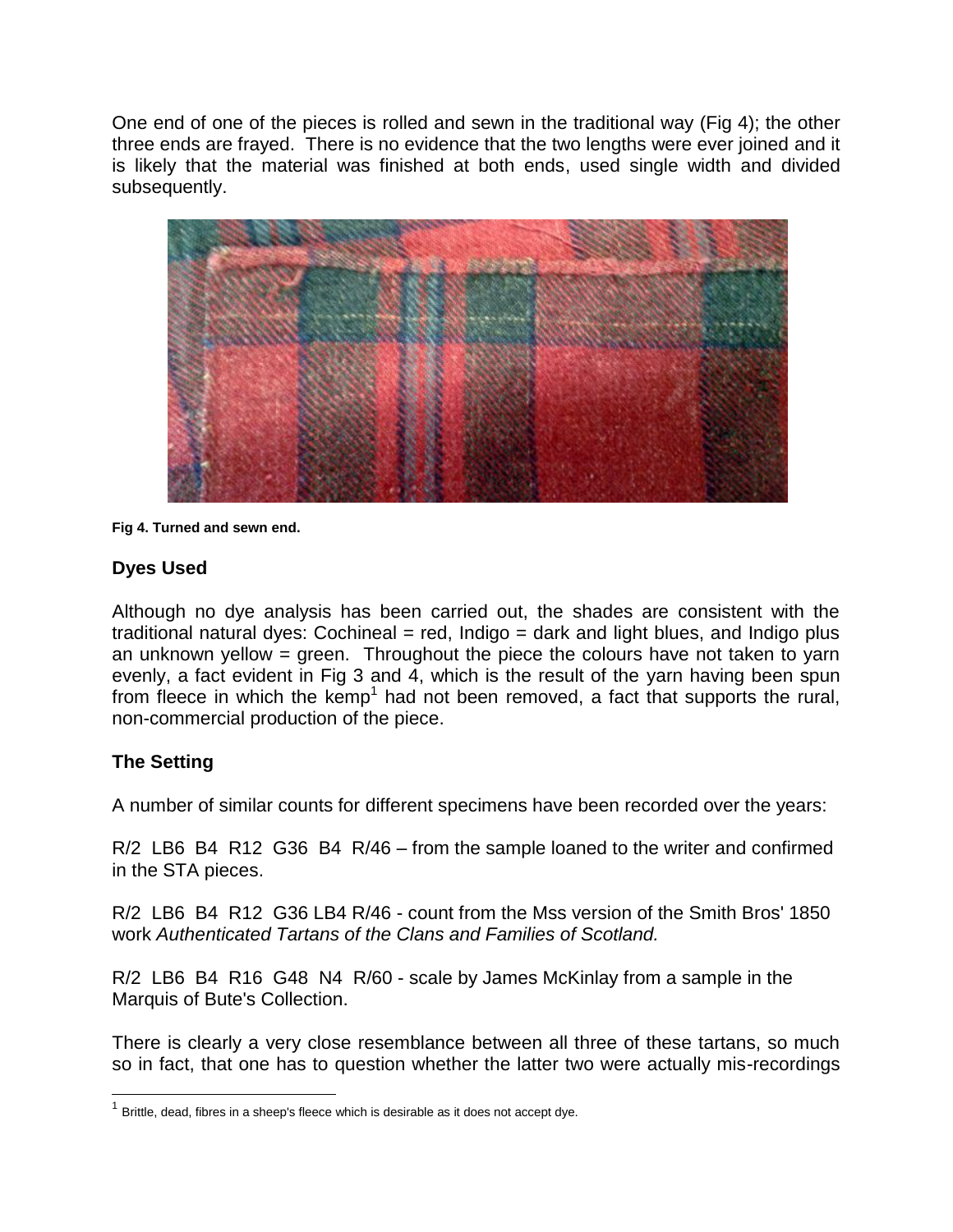One end of one of the pieces is rolled and sewn in the traditional way (Fig 4); the other three ends are frayed. There is no evidence that the two lengths were ever joined and it is likely that the material was finished at both ends, used single width and divided subsequently.

**Fig 4. Turned and sewn end.**

## Dyes Used

Although no dye analysis has been carried out, the shades are consistent with the traditional natural dyes: Cochineal = red, Indigo = dark and light blues, and Indigo plus an unknown yellow = green. Throughout the piece the colours have not taken to yarn evenly, a fact evident in Fig 3 and 4, which is the result of the yarn having been spun from fleece in which the kemp[1] had not been removed, a fact that supports the rural, non-commercial production of the piece.

## The Setting

A number of similar counts for different specimens have been recorded over the years:

R/2 LB6 B4 R12 G36 B4 R/46 – from the sample loaned to the writer and confirmed in the STA pieces.

R/2 LB6 B4 R12 G36 LB4 R/46 - count from the Mss version of the Smith Bros' 1850 work *Authenticated Tartans of the Clans and Families of Scotland.*

R/2 LB6 B4 R16 G48 N4 R/60 - scale by James McKinlay from a sample in the Marquis of Bute's Collection.

There is clearly a very close resemblance between all three of these tartans, so much so in fact, that one has to question whether the latter two were actually mis-recordings

[1] Brittle, dead, fibres in a sheep's fleece which is desirable as it does not accept dye.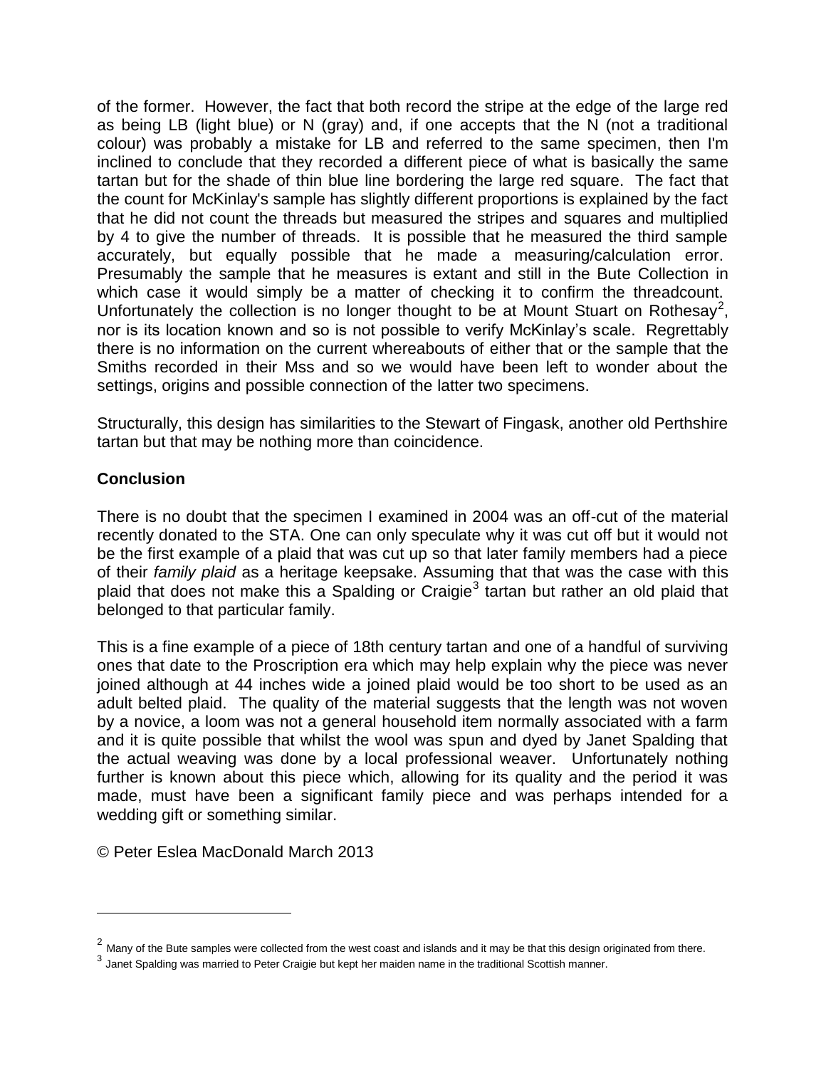of the former. However, the fact that both record the stripe at the edge of the large red as being LB (light blue) or N (gray) and, if one accepts that the N (not a traditional colour) was probably a mistake for LB and referred to the same specimen, then I'm inclined to conclude that they recorded a different piece of what is basically the same tartan but for the shade of thin blue line bordering the large red square. The fact that the count for McKinlay's sample has slightly different proportions is explained by the fact that he did not count the threads but measured the stripes and squares and multiplied by 4 to give the number of threads. It is possible that he measured the third sample accurately, but equally possible that he made a measuring/calculation error. Presumably the sample that he measures is extant and still in the Bute Collection in which case it would simply be a matter of checking it to confirm the threadcount. Unfortunately the collection is no longer thought to be at Mount Stuart on Rothesay[2], nor is its location known and so is not possible to verify McKinlay's scale. Regrettably there is no information on the current whereabouts of either that or the sample that the Smiths recorded in their Mss and so we would have been left to wonder about the settings, origins and possible connection of the latter two specimens.

Structurally, this design has similarities to the Stewart of Fingask, another old Perthshire tartan but that may be nothing more than coincidence.

## Conclusion

There is no doubt that the specimen I examined in 2004 was an off-cut of the material recently donated to the STA. One can only speculate why it was cut off but it would not be the first example of a plaid that was cut up so that later family members had a piece of their *family plaid* as a heritage keepsake. Assuming that that was the case with this plaid that does not make this a Spalding or Craigie[3] tartan but rather an old plaid that belonged to that particular family.

This is a fine example of a piece of 18th century tartan and one of a handful of surviving ones that date to the Proscription era which may help explain why the piece was never joined although at 44 inches wide a joined plaid would be too short to be used as an adult belted plaid. The quality of the material suggests that the length was not woven by a novice, a loom was not a general household item normally associated with a farm and it is quite possible that whilst the wool was spun and dyed by Janet Spalding that the actual weaving was done by a local professional weaver. Unfortunately nothing further is known about this piece which, allowing for its quality and the period it was made, must have been a significant family piece and was perhaps intended for a wedding gift or something similar.

© Peter Eslea MacDonald March 2013

---

[2] Many of the Bute samples were collected from the west coast and islands and it may be that this design originated from there.

[3] Janet Spalding was married to Peter Craigie but kept her maiden name in the traditional Scottish manner.